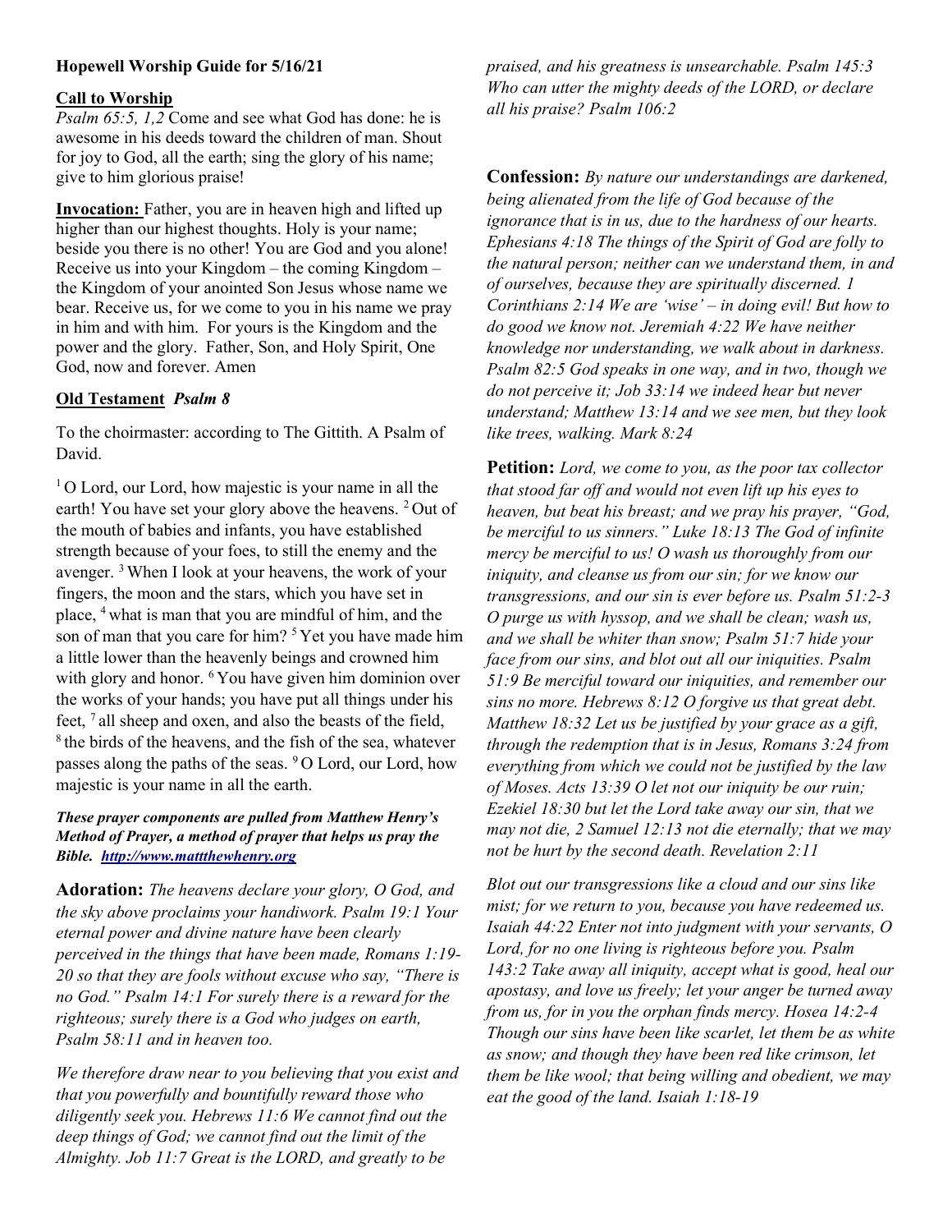**Hopewell Worship Guide for 5/16/21**

**Call to Worship**

*Psalm 65:5, 1,2* Come and see what God has done: he is awesome in his deeds toward the children of man. Shout for joy to God, all the earth; sing the glory of his name; give to him glorious praise!

**Invocation:** Father, you are in heaven high and lifted up higher than our highest thoughts. Holy is your name; beside you there is no other! You are God and you alone! Receive us into your Kingdom – the coming Kingdom – the Kingdom of your anointed Son Jesus whose name we bear. Receive us, for we come to you in his name we pray in him and with him. For yours is the Kingdom and the power and the glory. Father, Son, and Holy Spirit, One God, now and forever. Amen

**Old Testament** ***Psalm 8***

To the choirmaster: according to The Gittith. A Psalm of David.

[1] O Lord, our Lord, how majestic is your name in all the earth! You have set your glory above the heavens. [2] Out of the mouth of babies and infants, you have established strength because of your foes, to still the enemy and the avenger. [3] When I look at your heavens, the work of your fingers, the moon and the stars, which you have set in place, [4] what is man that you are mindful of him, and the son of man that you care for him? [5] Yet you have made him a little lower than the heavenly beings and crowned him with glory and honor. [6] You have given him dominion over the works of your hands; you have put all things under his feet, [7] all sheep and oxen, and also the beasts of the field, [8] the birds of the heavens, and the fish of the sea, whatever passes along the paths of the seas. [9] O Lord, our Lord, how majestic is your name in all the earth.

***These prayer components are pulled from Matthew Henry's Method of Prayer, a method of prayer that helps us pray the Bible. [http://www.mattthewhenry.org](http://www.mattthewhenry.org)***

**Adoration:** *The heavens declare your glory, O God, and the sky above proclaims your handiwork. Psalm 19:1 Your eternal power and divine nature have been clearly perceived in the things that have been made, Romans 1:19-20 so that they are fools without excuse who say, "There is no God." Psalm 14:1 For surely there is a reward for the righteous; surely there is a God who judges on earth, Psalm 58:11 and in heaven too.*

*We therefore draw near to you believing that you exist and that you powerfully and bountifully reward those who diligently seek you. Hebrews 11:6 We cannot find out the deep things of God; we cannot find out the limit of the Almighty. Job 11:7 Great is the LORD, and greatly to be praised, and his greatness is unsearchable. Psalm 145:3 Who can utter the mighty deeds of the LORD, or declare all his praise? Psalm 106:2*

**Confession:** *By nature our understandings are darkened, being alienated from the life of God because of the ignorance that is in us, due to the hardness of our hearts. Ephesians 4:18 The things of the Spirit of God are folly to the natural person; neither can we understand them, in and of ourselves, because they are spiritually discerned. 1 Corinthians 2:14 We are 'wise' – in doing evil! But how to do good we know not. Jeremiah 4:22 We have neither knowledge nor understanding, we walk about in darkness. Psalm 82:5 God speaks in one way, and in two, though we do not perceive it; Job 33:14 we indeed hear but never understand; Matthew 13:14 and we see men, but they look like trees, walking. Mark 8:24*

**Petition:** *Lord, we come to you, as the poor tax collector that stood far off and would not even lift up his eyes to heaven, but beat his breast; and we pray his prayer, "God, be merciful to us sinners." Luke 18:13 The God of infinite mercy be merciful to us! O wash us thoroughly from our iniquity, and cleanse us from our sin; for we know our transgressions, and our sin is ever before us. Psalm 51:2-3 O purge us with hyssop, and we shall be clean; wash us, and we shall be whiter than snow; Psalm 51:7 hide your face from our sins, and blot out all our iniquities. Psalm 51:9 Be merciful toward our iniquities, and remember our sins no more. Hebrews 8:12 O forgive us that great debt. Matthew 18:32 Let us be justified by your grace as a gift, through the redemption that is in Jesus, Romans 3:24 from everything from which we could not be justified by the law of Moses. Acts 13:39 O let not our iniquity be our ruin; Ezekiel 18:30 but let the Lord take away our sin, that we may not die, 2 Samuel 12:13 not die eternally; that we may not be hurt by the second death. Revelation 2:11*

*Blot out our transgressions like a cloud and our sins like mist; for we return to you, because you have redeemed us. Isaiah 44:22 Enter not into judgment with your servants, O Lord, for no one living is righteous before you. Psalm 143:2 Take away all iniquity, accept what is good, heal our apostasy, and love us freely; let your anger be turned away from us, for in you the orphan finds mercy. Hosea 14:2-4 Though our sins have been like scarlet, let them be as white as snow; and though they have been red like crimson, let them be like wool; that being willing and obedient, we may eat the good of the land. Isaiah 1:18-19*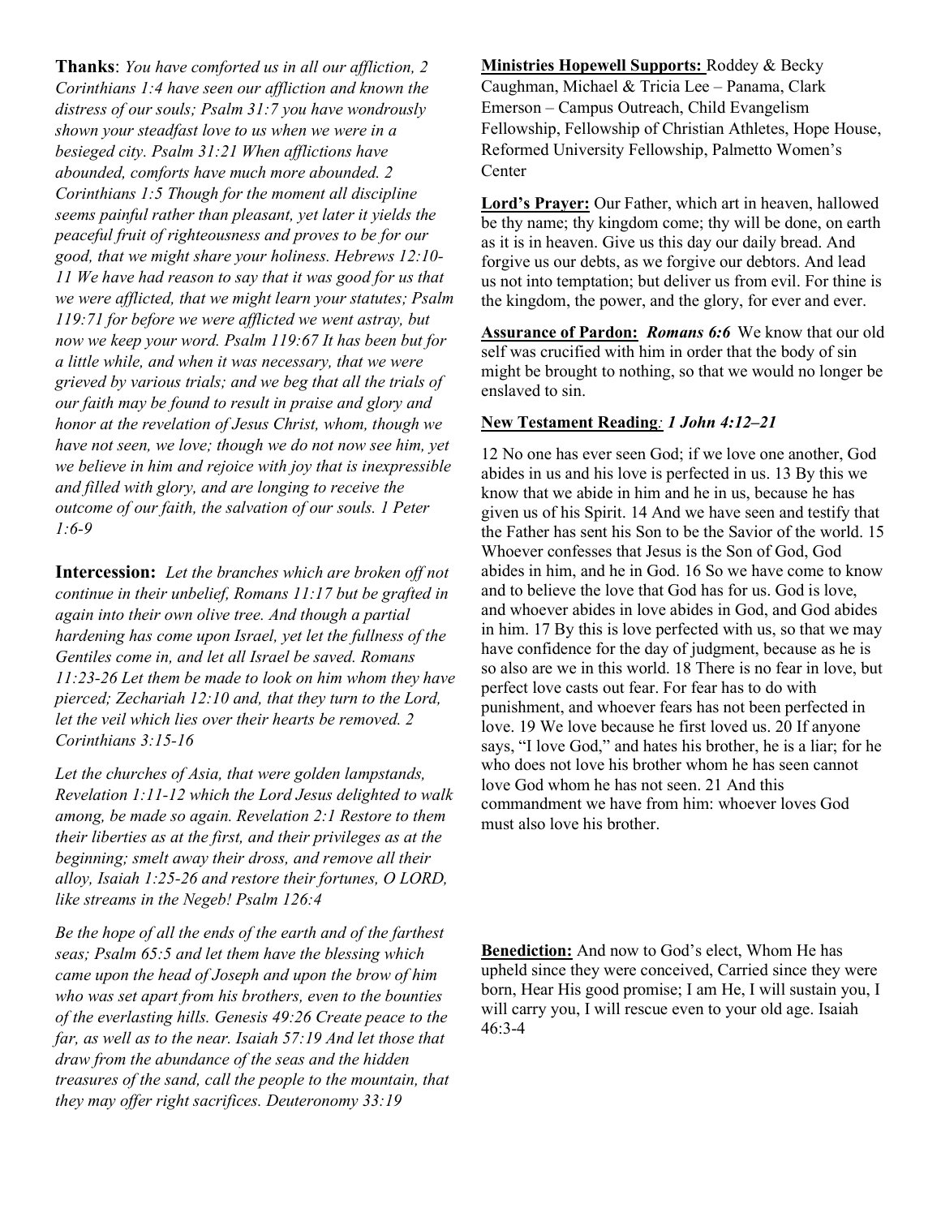**Thanks**: *You have comforted us in all our affliction, 2 Corinthians 1:4 have seen our affliction and known the distress of our souls; Psalm 31:7 you have wondrously shown your steadfast love to us when we were in a besieged city. Psalm 31:21 When afflictions have abounded, comforts have much more abounded. 2 Corinthians 1:5 Though for the moment all discipline seems painful rather than pleasant, yet later it yields the peaceful fruit of righteousness and proves to be for our good, that we might share your holiness. Hebrews 12:10-11 We have had reason to say that it was good for us that we were afflicted, that we might learn your statutes; Psalm 119:71 for before we were afflicted we went astray, but now we keep your word. Psalm 119:67 It has been but for a little while, and when it was necessary, that we were grieved by various trials; and we beg that all the trials of our faith may be found to result in praise and glory and honor at the revelation of Jesus Christ, whom, though we have not seen, we love; though we do not now see him, yet we believe in him and rejoice with joy that is inexpressible and filled with glory, and are longing to receive the outcome of our faith, the salvation of our souls. 1 Peter 1:6-9*

**Intercession:** *Let the branches which are broken off not continue in their unbelief, Romans 11:17 but be grafted in again into their own olive tree. And though a partial hardening has come upon Israel, yet let the fullness of the Gentiles come in, and let all Israel be saved. Romans 11:23-26 Let them be made to look on him whom they have pierced; Zechariah 12:10 and, that they turn to the Lord, let the veil which lies over their hearts be removed. 2 Corinthians 3:15-16*

*Let the churches of Asia, that were golden lampstands, Revelation 1:11-12 which the Lord Jesus delighted to walk among, be made so again. Revelation 2:1 Restore to them their liberties as at the first, and their privileges as at the beginning; smelt away their dross, and remove all their alloy, Isaiah 1:25-26 and restore their fortunes, O LORD, like streams in the Negeb! Psalm 126:4*

*Be the hope of all the ends of the earth and of the farthest seas; Psalm 65:5 and let them have the blessing which came upon the head of Joseph and upon the brow of him who was set apart from his brothers, even to the bounties of the everlasting hills. Genesis 49:26 Create peace to the far, as well as to the near. Isaiah 57:19 And let those that draw from the abundance of the seas and the hidden treasures of the sand, call the people to the mountain, that they may offer right sacrifices. Deuteronomy 33:19*

**Ministries Hopewell Supports:** Roddey & Becky Caughman, Michael & Tricia Lee – Panama, Clark Emerson – Campus Outreach, Child Evangelism Fellowship, Fellowship of Christian Athletes, Hope House, Reformed University Fellowship, Palmetto Women's Center

**Lord's Prayer:** Our Father, which art in heaven, hallowed be thy name; thy kingdom come; thy will be done, on earth as it is in heaven. Give us this day our daily bread. And forgive us our debts, as we forgive our debtors. And lead us not into temptation; but deliver us from evil. For thine is the kingdom, the power, and the glory, for ever and ever.

**Assurance of Pardon:** ***Romans 6:6*** We know that our old self was crucified with him in order that the body of sin might be brought to nothing, so that we would no longer be enslaved to sin.

**New Testament Reading*: 1 John 4:12–21***

12 No one has ever seen God; if we love one another, God abides in us and his love is perfected in us. 13 By this we know that we abide in him and he in us, because he has given us of his Spirit. 14 And we have seen and testify that the Father has sent his Son to be the Savior of the world. 15 Whoever confesses that Jesus is the Son of God, God abides in him, and he in God. 16 So we have come to know and to believe the love that God has for us. God is love, and whoever abides in love abides in God, and God abides in him. 17 By this is love perfected with us, so that we may have confidence for the day of judgment, because as he is so also are we in this world. 18 There is no fear in love, but perfect love casts out fear. For fear has to do with punishment, and whoever fears has not been perfected in love. 19 We love because he first loved us. 20 If anyone says, "I love God," and hates his brother, he is a liar; for he who does not love his brother whom he has seen cannot love God whom he has not seen. 21 And this commandment we have from him: whoever loves God must also love his brother.

**Benediction:** And now to God's elect, Whom He has upheld since they were conceived, Carried since they were born, Hear His good promise; I am He, I will sustain you, I will carry you, I will rescue even to your old age. Isaiah 46:3-4